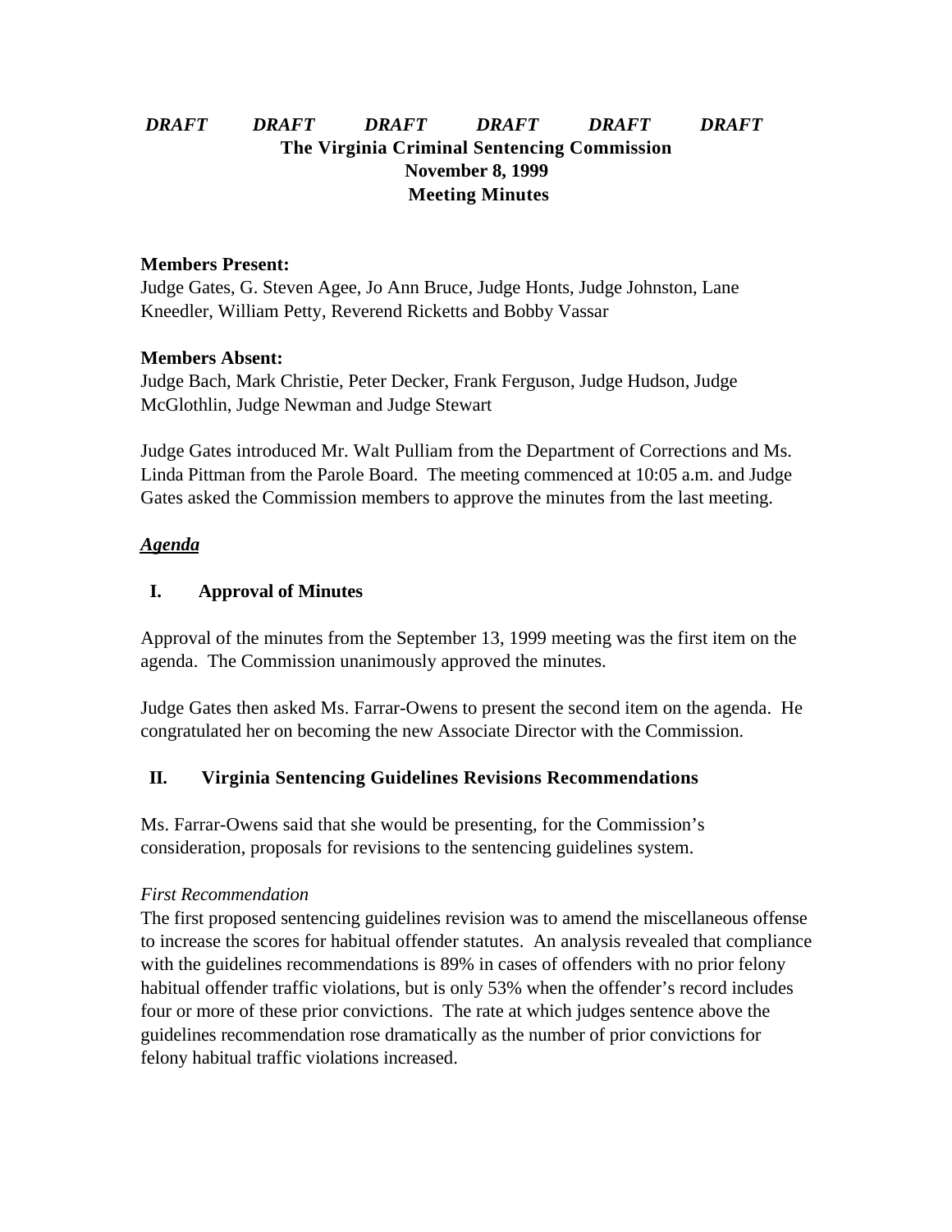***DRAFT DRAFT DRAFT DRAFT DRAFT DRAFT***

**The Virginia Criminal Sentencing Commission**
**November 8, 1999**
**Meeting Minutes**

**Members Present:**
Judge Gates, G. Steven Agee, Jo Ann Bruce, Judge Honts, Judge Johnston, Lane Kneedler, William Petty, Reverend Ricketts and Bobby Vassar

**Members Absent:**
Judge Bach, Mark Christie, Peter Decker, Frank Ferguson, Judge Hudson, Judge McGlothlin, Judge Newman and Judge Stewart

Judge Gates introduced Mr. Walt Pulliam from the Department of Corrections and Ms. Linda Pittman from the Parole Board. The meeting commenced at 10:05 a.m. and Judge Gates asked the Commission members to approve the minutes from the last meeting.

***Agenda***

## I. Approval of Minutes

Approval of the minutes from the September 13, 1999 meeting was the first item on the agenda. The Commission unanimously approved the minutes.

Judge Gates then asked Ms. Farrar-Owens to present the second item on the agenda. He congratulated her on becoming the new Associate Director with the Commission.

## II. Virginia Sentencing Guidelines Revisions Recommendations

Ms. Farrar-Owens said that she would be presenting, for the Commission's consideration, proposals for revisions to the sentencing guidelines system.

*First Recommendation*
The first proposed sentencing guidelines revision was to amend the miscellaneous offense to increase the scores for habitual offender statutes. An analysis revealed that compliance with the guidelines recommendations is 89% in cases of offenders with no prior felony habitual offender traffic violations, but is only 53% when the offender's record includes four or more of these prior convictions. The rate at which judges sentence above the guidelines recommendation rose dramatically as the number of prior convictions for felony habitual traffic violations increased.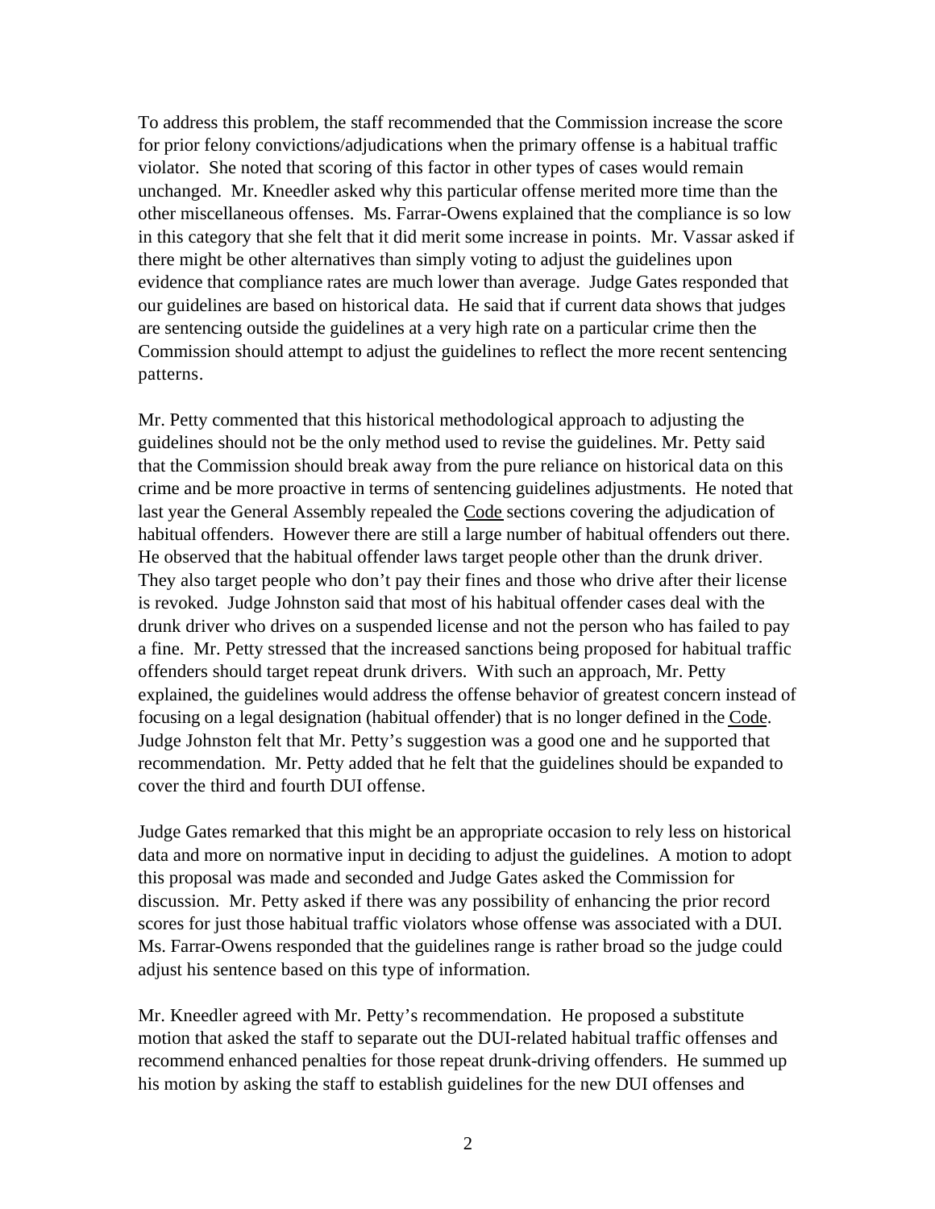To address this problem, the staff recommended that the Commission increase the score for prior felony convictions/adjudications when the primary offense is a habitual traffic violator. She noted that scoring of this factor in other types of cases would remain unchanged. Mr. Kneedler asked why this particular offense merited more time than the other miscellaneous offenses. Ms. Farrar-Owens explained that the compliance is so low in this category that she felt that it did merit some increase in points. Mr. Vassar asked if there might be other alternatives than simply voting to adjust the guidelines upon evidence that compliance rates are much lower than average. Judge Gates responded that our guidelines are based on historical data. He said that if current data shows that judges are sentencing outside the guidelines at a very high rate on a particular crime then the Commission should attempt to adjust the guidelines to reflect the more recent sentencing patterns.

Mr. Petty commented that this historical methodological approach to adjusting the guidelines should not be the only method used to revise the guidelines. Mr. Petty said that the Commission should break away from the pure reliance on historical data on this crime and be more proactive in terms of sentencing guidelines adjustments. He noted that last year the General Assembly repealed the Code sections covering the adjudication of habitual offenders. However there are still a large number of habitual offenders out there. He observed that the habitual offender laws target people other than the drunk driver. They also target people who don't pay their fines and those who drive after their license is revoked. Judge Johnston said that most of his habitual offender cases deal with the drunk driver who drives on a suspended license and not the person who has failed to pay a fine. Mr. Petty stressed that the increased sanctions being proposed for habitual traffic offenders should target repeat drunk drivers. With such an approach, Mr. Petty explained, the guidelines would address the offense behavior of greatest concern instead of focusing on a legal designation (habitual offender) that is no longer defined in the Code. Judge Johnston felt that Mr. Petty's suggestion was a good one and he supported that recommendation. Mr. Petty added that he felt that the guidelines should be expanded to cover the third and fourth DUI offense.

Judge Gates remarked that this might be an appropriate occasion to rely less on historical data and more on normative input in deciding to adjust the guidelines. A motion to adopt this proposal was made and seconded and Judge Gates asked the Commission for discussion. Mr. Petty asked if there was any possibility of enhancing the prior record scores for just those habitual traffic violators whose offense was associated with a DUI. Ms. Farrar-Owens responded that the guidelines range is rather broad so the judge could adjust his sentence based on this type of information.

Mr. Kneedler agreed with Mr. Petty's recommendation. He proposed a substitute motion that asked the staff to separate out the DUI-related habitual traffic offenses and recommend enhanced penalties for those repeat drunk-driving offenders. He summed up his motion by asking the staff to establish guidelines for the new DUI offenses and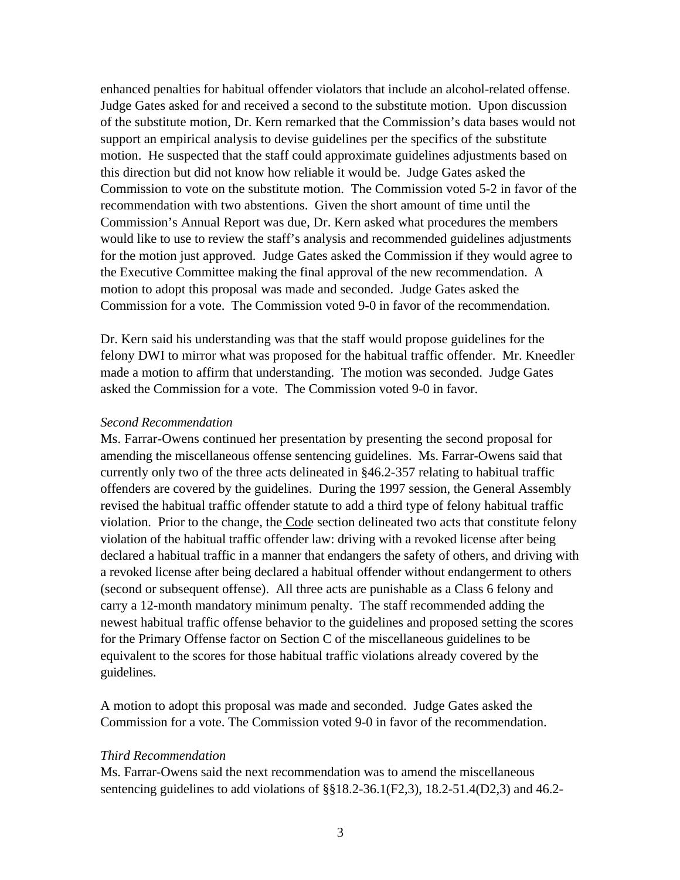enhanced penalties for habitual offender violators that include an alcohol-related offense. Judge Gates asked for and received a second to the substitute motion. Upon discussion of the substitute motion, Dr. Kern remarked that the Commission's data bases would not support an empirical analysis to devise guidelines per the specifics of the substitute motion. He suspected that the staff could approximate guidelines adjustments based on this direction but did not know how reliable it would be. Judge Gates asked the Commission to vote on the substitute motion. The Commission voted 5-2 in favor of the recommendation with two abstentions. Given the short amount of time until the Commission's Annual Report was due, Dr. Kern asked what procedures the members would like to use to review the staff's analysis and recommended guidelines adjustments for the motion just approved. Judge Gates asked the Commission if they would agree to the Executive Committee making the final approval of the new recommendation. A motion to adopt this proposal was made and seconded. Judge Gates asked the Commission for a vote. The Commission voted 9-0 in favor of the recommendation.

Dr. Kern said his understanding was that the staff would propose guidelines for the felony DWI to mirror what was proposed for the habitual traffic offender. Mr. Kneedler made a motion to affirm that understanding. The motion was seconded. Judge Gates asked the Commission for a vote. The Commission voted 9-0 in favor.

*Second Recommendation*

Ms. Farrar-Owens continued her presentation by presenting the second proposal for amending the miscellaneous offense sentencing guidelines. Ms. Farrar-Owens said that currently only two of the three acts delineated in §46.2-357 relating to habitual traffic offenders are covered by the guidelines. During the 1997 session, the General Assembly revised the habitual traffic offender statute to add a third type of felony habitual traffic violation. Prior to the change, the Code section delineated two acts that constitute felony violation of the habitual traffic offender law: driving with a revoked license after being declared a habitual traffic in a manner that endangers the safety of others, and driving with a revoked license after being declared a habitual offender without endangerment to others (second or subsequent offense). All three acts are punishable as a Class 6 felony and carry a 12-month mandatory minimum penalty. The staff recommended adding the newest habitual traffic offense behavior to the guidelines and proposed setting the scores for the Primary Offense factor on Section C of the miscellaneous guidelines to be equivalent to the scores for those habitual traffic violations already covered by the guidelines.

A motion to adopt this proposal was made and seconded. Judge Gates asked the Commission for a vote. The Commission voted 9-0 in favor of the recommendation.

*Third Recommendation*

Ms. Farrar-Owens said the next recommendation was to amend the miscellaneous sentencing guidelines to add violations of §§18.2-36.1(F2,3), 18.2-51.4(D2,3) and 46.2-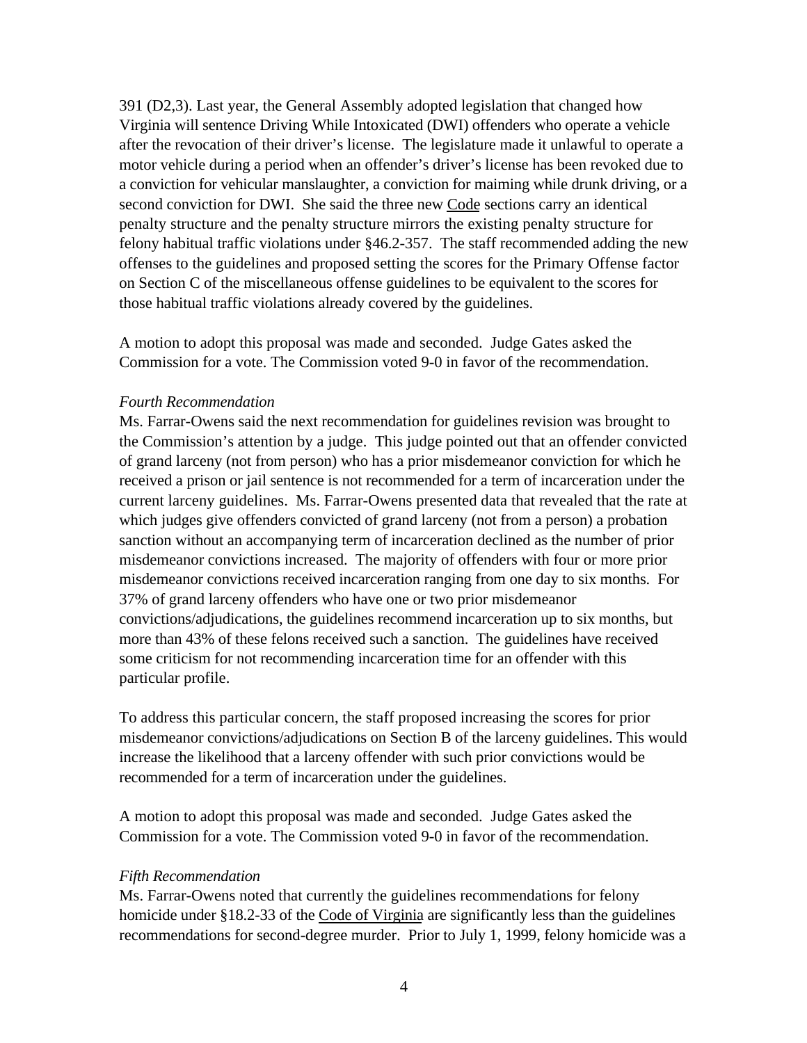391 (D2,3). Last year, the General Assembly adopted legislation that changed how Virginia will sentence Driving While Intoxicated (DWI) offenders who operate a vehicle after the revocation of their driver's license. The legislature made it unlawful to operate a motor vehicle during a period when an offender's driver's license has been revoked due to a conviction for vehicular manslaughter, a conviction for maiming while drunk driving, or a second conviction for DWI. She said the three new Code sections carry an identical penalty structure and the penalty structure mirrors the existing penalty structure for felony habitual traffic violations under §46.2-357. The staff recommended adding the new offenses to the guidelines and proposed setting the scores for the Primary Offense factor on Section C of the miscellaneous offense guidelines to be equivalent to the scores for those habitual traffic violations already covered by the guidelines.

A motion to adopt this proposal was made and seconded. Judge Gates asked the Commission for a vote. The Commission voted 9-0 in favor of the recommendation.

*Fourth Recommendation*

Ms. Farrar-Owens said the next recommendation for guidelines revision was brought to the Commission's attention by a judge. This judge pointed out that an offender convicted of grand larceny (not from person) who has a prior misdemeanor conviction for which he received a prison or jail sentence is not recommended for a term of incarceration under the current larceny guidelines. Ms. Farrar-Owens presented data that revealed that the rate at which judges give offenders convicted of grand larceny (not from a person) a probation sanction without an accompanying term of incarceration declined as the number of prior misdemeanor convictions increased. The majority of offenders with four or more prior misdemeanor convictions received incarceration ranging from one day to six months. For 37% of grand larceny offenders who have one or two prior misdemeanor convictions/adjudications, the guidelines recommend incarceration up to six months, but more than 43% of these felons received such a sanction. The guidelines have received some criticism for not recommending incarceration time for an offender with this particular profile.

To address this particular concern, the staff proposed increasing the scores for prior misdemeanor convictions/adjudications on Section B of the larceny guidelines. This would increase the likelihood that a larceny offender with such prior convictions would be recommended for a term of incarceration under the guidelines.

A motion to adopt this proposal was made and seconded. Judge Gates asked the Commission for a vote. The Commission voted 9-0 in favor of the recommendation.

*Fifth Recommendation*

Ms. Farrar-Owens noted that currently the guidelines recommendations for felony homicide under §18.2-33 of the Code of Virginia are significantly less than the guidelines recommendations for second-degree murder. Prior to July 1, 1999, felony homicide was a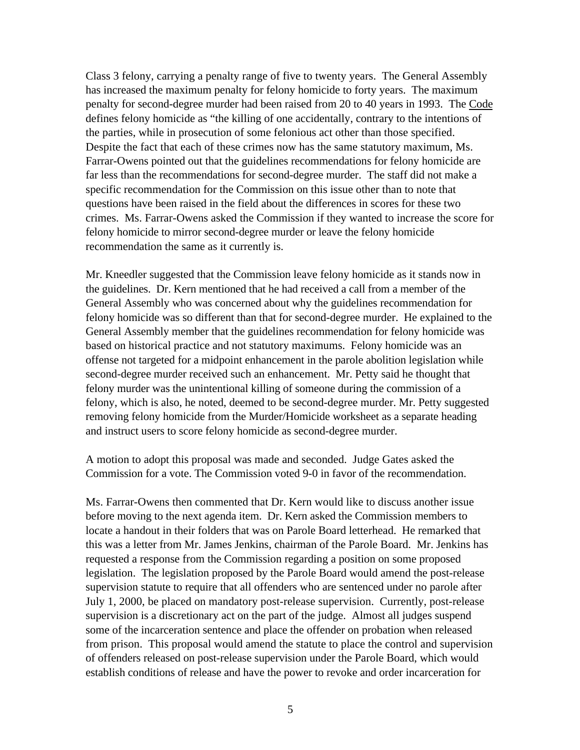Class 3 felony, carrying a penalty range of five to twenty years. The General Assembly has increased the maximum penalty for felony homicide to forty years. The maximum penalty for second-degree murder had been raised from 20 to 40 years in 1993. The Code defines felony homicide as "the killing of one accidentally, contrary to the intentions of the parties, while in prosecution of some felonious act other than those specified. Despite the fact that each of these crimes now has the same statutory maximum, Ms. Farrar-Owens pointed out that the guidelines recommendations for felony homicide are far less than the recommendations for second-degree murder. The staff did not make a specific recommendation for the Commission on this issue other than to note that questions have been raised in the field about the differences in scores for these two crimes. Ms. Farrar-Owens asked the Commission if they wanted to increase the score for felony homicide to mirror second-degree murder or leave the felony homicide recommendation the same as it currently is.

Mr. Kneedler suggested that the Commission leave felony homicide as it stands now in the guidelines. Dr. Kern mentioned that he had received a call from a member of the General Assembly who was concerned about why the guidelines recommendation for felony homicide was so different than that for second-degree murder. He explained to the General Assembly member that the guidelines recommendation for felony homicide was based on historical practice and not statutory maximums. Felony homicide was an offense not targeted for a midpoint enhancement in the parole abolition legislation while second-degree murder received such an enhancement. Mr. Petty said he thought that felony murder was the unintentional killing of someone during the commission of a felony, which is also, he noted, deemed to be second-degree murder. Mr. Petty suggested removing felony homicide from the Murder/Homicide worksheet as a separate heading and instruct users to score felony homicide as second-degree murder.

A motion to adopt this proposal was made and seconded. Judge Gates asked the Commission for a vote. The Commission voted 9-0 in favor of the recommendation.

Ms. Farrar-Owens then commented that Dr. Kern would like to discuss another issue before moving to the next agenda item. Dr. Kern asked the Commission members to locate a handout in their folders that was on Parole Board letterhead. He remarked that this was a letter from Mr. James Jenkins, chairman of the Parole Board. Mr. Jenkins has requested a response from the Commission regarding a position on some proposed legislation. The legislation proposed by the Parole Board would amend the post-release supervision statute to require that all offenders who are sentenced under no parole after July 1, 2000, be placed on mandatory post-release supervision. Currently, post-release supervision is a discretionary act on the part of the judge. Almost all judges suspend some of the incarceration sentence and place the offender on probation when released from prison. This proposal would amend the statute to place the control and supervision of offenders released on post-release supervision under the Parole Board, which would establish conditions of release and have the power to revoke and order incarceration for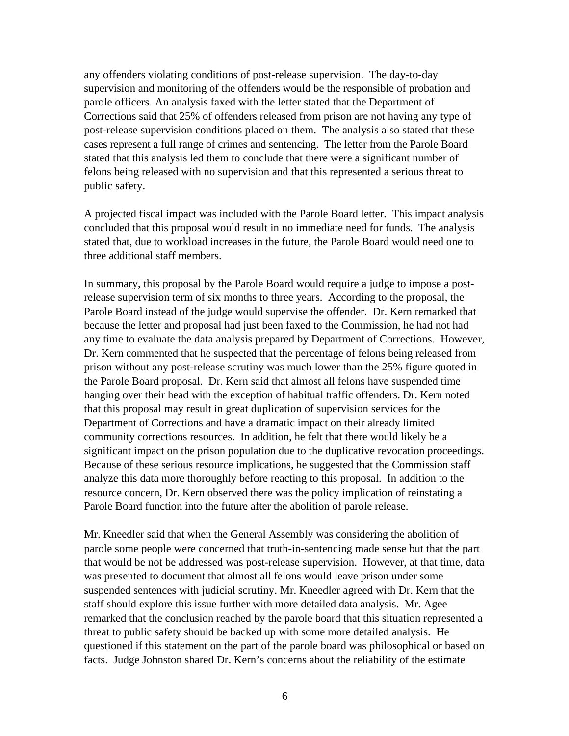any offenders violating conditions of post-release supervision. The day-to-day supervision and monitoring of the offenders would be the responsible of probation and parole officers. An analysis faxed with the letter stated that the Department of Corrections said that 25% of offenders released from prison are not having any type of post-release supervision conditions placed on them. The analysis also stated that these cases represent a full range of crimes and sentencing. The letter from the Parole Board stated that this analysis led them to conclude that there were a significant number of felons being released with no supervision and that this represented a serious threat to public safety.

A projected fiscal impact was included with the Parole Board letter. This impact analysis concluded that this proposal would result in no immediate need for funds. The analysis stated that, due to workload increases in the future, the Parole Board would need one to three additional staff members.

In summary, this proposal by the Parole Board would require a judge to impose a post-release supervision term of six months to three years. According to the proposal, the Parole Board instead of the judge would supervise the offender. Dr. Kern remarked that because the letter and proposal had just been faxed to the Commission, he had not had any time to evaluate the data analysis prepared by Department of Corrections. However, Dr. Kern commented that he suspected that the percentage of felons being released from prison without any post-release scrutiny was much lower than the 25% figure quoted in the Parole Board proposal. Dr. Kern said that almost all felons have suspended time hanging over their head with the exception of habitual traffic offenders. Dr. Kern noted that this proposal may result in great duplication of supervision services for the Department of Corrections and have a dramatic impact on their already limited community corrections resources. In addition, he felt that there would likely be a significant impact on the prison population due to the duplicative revocation proceedings. Because of these serious resource implications, he suggested that the Commission staff analyze this data more thoroughly before reacting to this proposal. In addition to the resource concern, Dr. Kern observed there was the policy implication of reinstating a Parole Board function into the future after the abolition of parole release.

Mr. Kneedler said that when the General Assembly was considering the abolition of parole some people were concerned that truth-in-sentencing made sense but that the part that would be not be addressed was post-release supervision. However, at that time, data was presented to document that almost all felons would leave prison under some suspended sentences with judicial scrutiny. Mr. Kneedler agreed with Dr. Kern that the staff should explore this issue further with more detailed data analysis. Mr. Agee remarked that the conclusion reached by the parole board that this situation represented a threat to public safety should be backed up with some more detailed analysis. He questioned if this statement on the part of the parole board was philosophical or based on facts. Judge Johnston shared Dr. Kern's concerns about the reliability of the estimate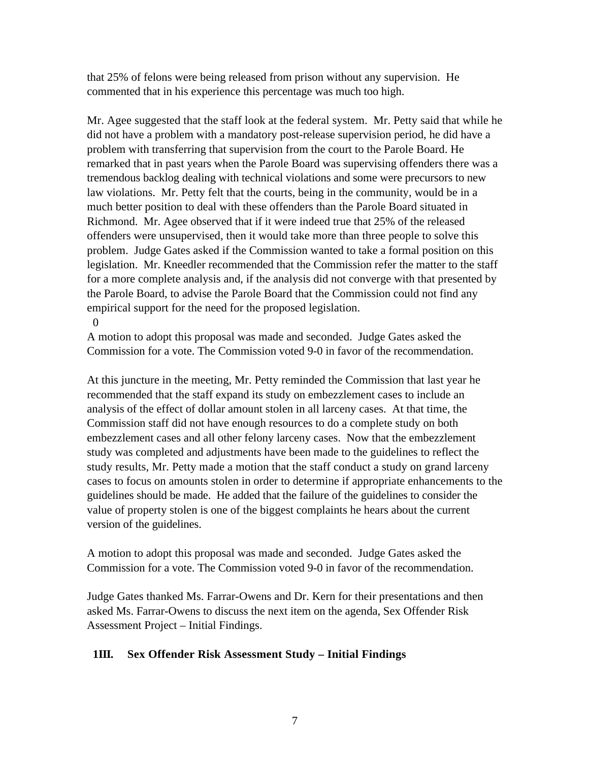that 25% of felons were being released from prison without any supervision. He commented that in his experience this percentage was much too high.

Mr. Agee suggested that the staff look at the federal system. Mr. Petty said that while he did not have a problem with a mandatory post-release supervision period, he did have a problem with transferring that supervision from the court to the Parole Board. He remarked that in past years when the Parole Board was supervising offenders there was a tremendous backlog dealing with technical violations and some were precursors to new law violations. Mr. Petty felt that the courts, being in the community, would be in a much better position to deal with these offenders than the Parole Board situated in Richmond. Mr. Agee observed that if it were indeed true that 25% of the released offenders were unsupervised, then it would take more than three people to solve this problem. Judge Gates asked if the Commission wanted to take a formal position on this legislation. Mr. Kneedler recommended that the Commission refer the matter to the staff for a more complete analysis and, if the analysis did not converge with that presented by the Parole Board, to advise the Parole Board that the Commission could not find any empirical support for the need for the proposed legislation.

0

A motion to adopt this proposal was made and seconded. Judge Gates asked the Commission for a vote. The Commission voted 9-0 in favor of the recommendation.

At this juncture in the meeting, Mr. Petty reminded the Commission that last year he recommended that the staff expand its study on embezzlement cases to include an analysis of the effect of dollar amount stolen in all larceny cases. At that time, the Commission staff did not have enough resources to do a complete study on both embezzlement cases and all other felony larceny cases. Now that the embezzlement study was completed and adjustments have been made to the guidelines to reflect the study results, Mr. Petty made a motion that the staff conduct a study on grand larceny cases to focus on amounts stolen in order to determine if appropriate enhancements to the guidelines should be made. He added that the failure of the guidelines to consider the value of property stolen is one of the biggest complaints he hears about the current version of the guidelines.

A motion to adopt this proposal was made and seconded. Judge Gates asked the Commission for a vote. The Commission voted 9-0 in favor of the recommendation.

Judge Gates thanked Ms. Farrar-Owens and Dr. Kern for their presentations and then asked Ms. Farrar-Owens to discuss the next item on the agenda, Sex Offender Risk Assessment Project – Initial Findings.

## 1III. Sex Offender Risk Assessment Study – Initial Findings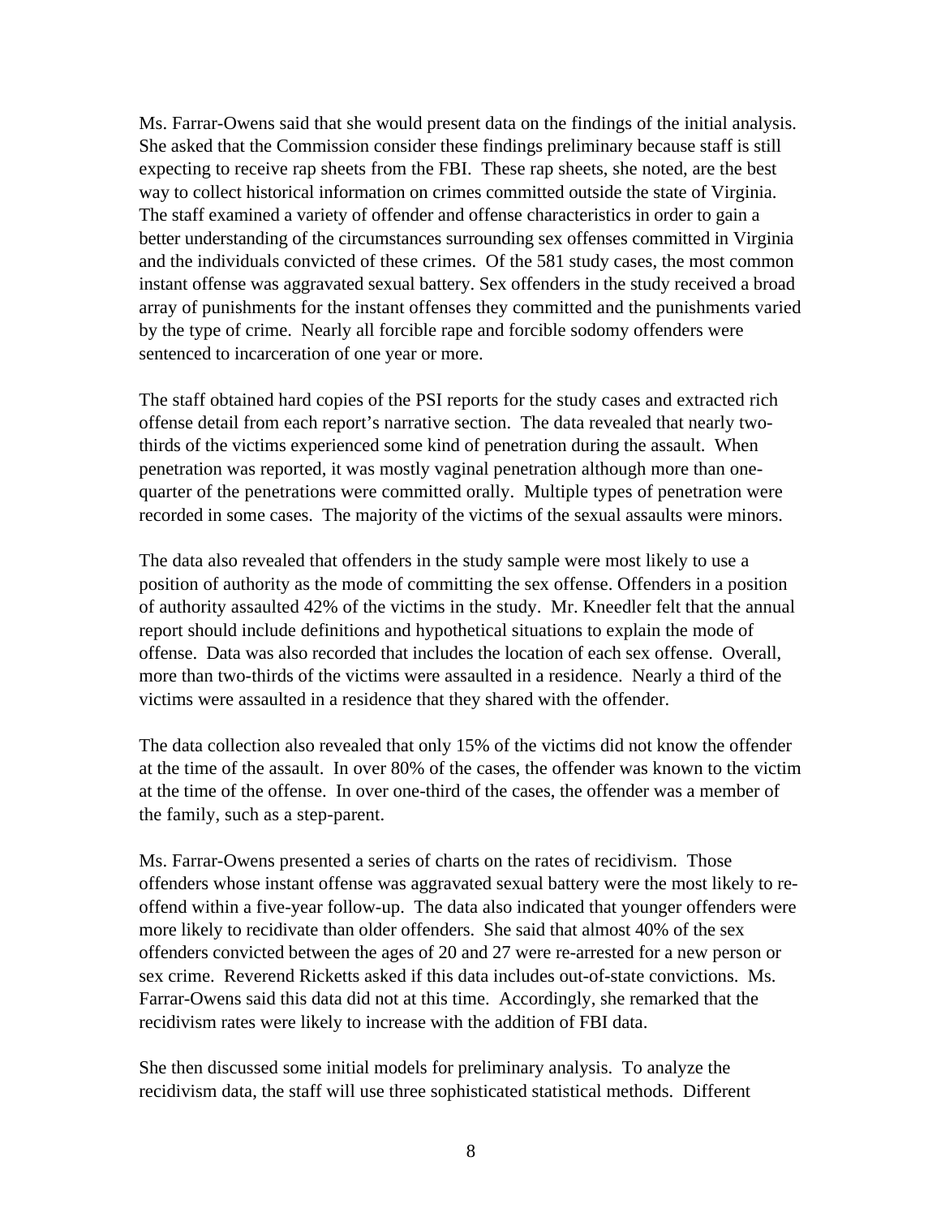Ms. Farrar-Owens said that she would present data on the findings of the initial analysis. She asked that the Commission consider these findings preliminary because staff is still expecting to receive rap sheets from the FBI. These rap sheets, she noted, are the best way to collect historical information on crimes committed outside the state of Virginia. The staff examined a variety of offender and offense characteristics in order to gain a better understanding of the circumstances surrounding sex offenses committed in Virginia and the individuals convicted of these crimes. Of the 581 study cases, the most common instant offense was aggravated sexual battery. Sex offenders in the study received a broad array of punishments for the instant offenses they committed and the punishments varied by the type of crime. Nearly all forcible rape and forcible sodomy offenders were sentenced to incarceration of one year or more.

The staff obtained hard copies of the PSI reports for the study cases and extracted rich offense detail from each report's narrative section. The data revealed that nearly two-thirds of the victims experienced some kind of penetration during the assault. When penetration was reported, it was mostly vaginal penetration although more than one-quarter of the penetrations were committed orally. Multiple types of penetration were recorded in some cases. The majority of the victims of the sexual assaults were minors.

The data also revealed that offenders in the study sample were most likely to use a position of authority as the mode of committing the sex offense. Offenders in a position of authority assaulted 42% of the victims in the study. Mr. Kneedler felt that the annual report should include definitions and hypothetical situations to explain the mode of offense. Data was also recorded that includes the location of each sex offense. Overall, more than two-thirds of the victims were assaulted in a residence. Nearly a third of the victims were assaulted in a residence that they shared with the offender.

The data collection also revealed that only 15% of the victims did not know the offender at the time of the assault. In over 80% of the cases, the offender was known to the victim at the time of the offense. In over one-third of the cases, the offender was a member of the family, such as a step-parent.

Ms. Farrar-Owens presented a series of charts on the rates of recidivism. Those offenders whose instant offense was aggravated sexual battery were the most likely to re-offend within a five-year follow-up. The data also indicated that younger offenders were more likely to recidivate than older offenders. She said that almost 40% of the sex offenders convicted between the ages of 20 and 27 were re-arrested for a new person or sex crime. Reverend Ricketts asked if this data includes out-of-state convictions. Ms. Farrar-Owens said this data did not at this time. Accordingly, she remarked that the recidivism rates were likely to increase with the addition of FBI data.

She then discussed some initial models for preliminary analysis. To analyze the recidivism data, the staff will use three sophisticated statistical methods. Different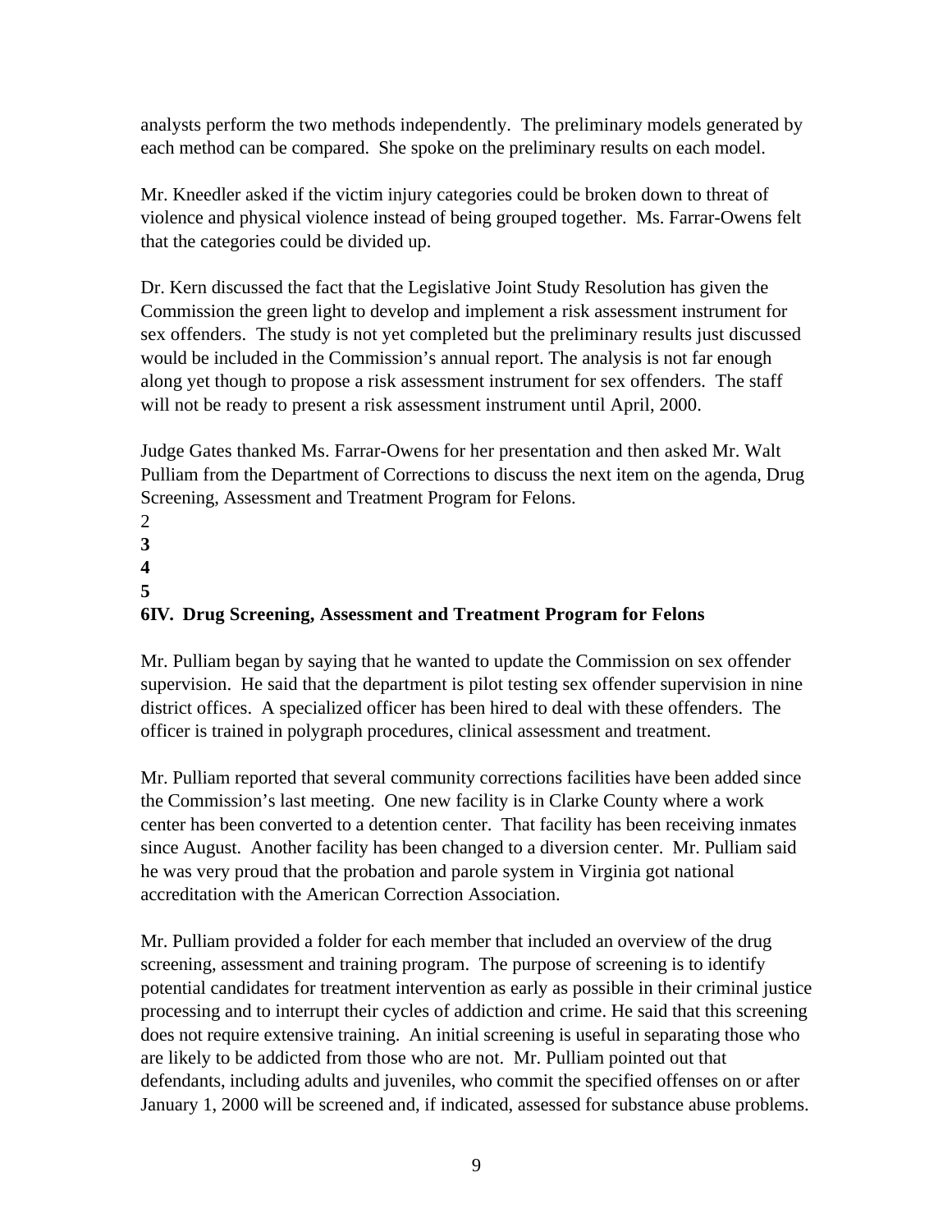analysts perform the two methods independently. The preliminary models generated by each method can be compared. She spoke on the preliminary results on each model.

Mr. Kneedler asked if the victim injury categories could be broken down to threat of violence and physical violence instead of being grouped together. Ms. Farrar-Owens felt that the categories could be divided up.

Dr. Kern discussed the fact that the Legislative Joint Study Resolution has given the Commission the green light to develop and implement a risk assessment instrument for sex offenders. The study is not yet completed but the preliminary results just discussed would be included in the Commission's annual report. The analysis is not far enough along yet though to propose a risk assessment instrument for sex offenders. The staff will not be ready to present a risk assessment instrument until April, 2000.

Judge Gates thanked Ms. Farrar-Owens for her presentation and then asked Mr. Walt Pulliam from the Department of Corrections to discuss the next item on the agenda, Drug Screening, Assessment and Treatment Program for Felons.

2
**3**
**4**
**5**

**6IV. Drug Screening, Assessment and Treatment Program for Felons**

Mr. Pulliam began by saying that he wanted to update the Commission on sex offender supervision. He said that the department is pilot testing sex offender supervision in nine district offices. A specialized officer has been hired to deal with these offenders. The officer is trained in polygraph procedures, clinical assessment and treatment.

Mr. Pulliam reported that several community corrections facilities have been added since the Commission's last meeting. One new facility is in Clarke County where a work center has been converted to a detention center. That facility has been receiving inmates since August. Another facility has been changed to a diversion center. Mr. Pulliam said he was very proud that the probation and parole system in Virginia got national accreditation with the American Correction Association.

Mr. Pulliam provided a folder for each member that included an overview of the drug screening, assessment and training program. The purpose of screening is to identify potential candidates for treatment intervention as early as possible in their criminal justice processing and to interrupt their cycles of addiction and crime. He said that this screening does not require extensive training. An initial screening is useful in separating those who are likely to be addicted from those who are not. Mr. Pulliam pointed out that defendants, including adults and juveniles, who commit the specified offenses on or after January 1, 2000 will be screened and, if indicated, assessed for substance abuse problems.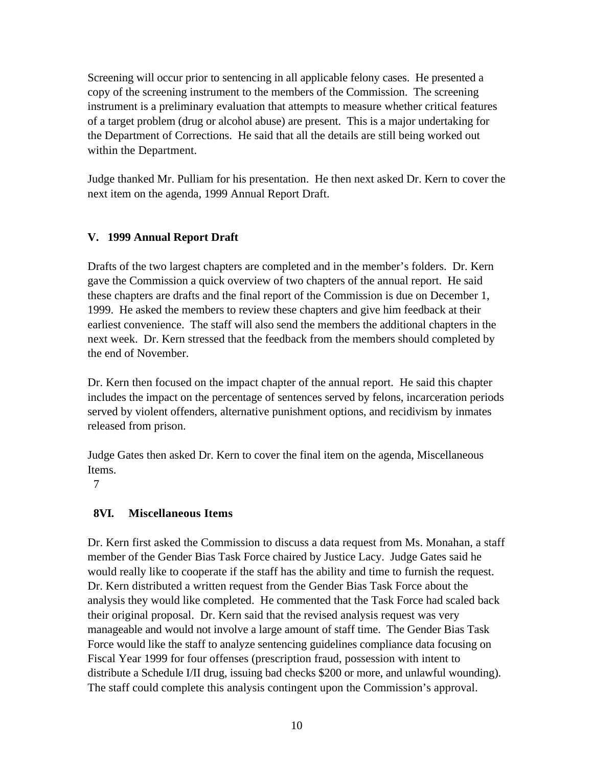Screening will occur prior to sentencing in all applicable felony cases. He presented a copy of the screening instrument to the members of the Commission. The screening instrument is a preliminary evaluation that attempts to measure whether critical features of a target problem (drug or alcohol abuse) are present. This is a major undertaking for the Department of Corrections. He said that all the details are still being worked out within the Department.

Judge thanked Mr. Pulliam for his presentation. He then next asked Dr. Kern to cover the next item on the agenda, 1999 Annual Report Draft.

## V. 1999 Annual Report Draft

Drafts of the two largest chapters are completed and in the member's folders. Dr. Kern gave the Commission a quick overview of two chapters of the annual report. He said these chapters are drafts and the final report of the Commission is due on December 1, 1999. He asked the members to review these chapters and give him feedback at their earliest convenience. The staff will also send the members the additional chapters in the next week. Dr. Kern stressed that the feedback from the members should completed by the end of November.

Dr. Kern then focused on the impact chapter of the annual report. He said this chapter includes the impact on the percentage of sentences served by felons, incarceration periods served by violent offenders, alternative punishment options, and recidivism by inmates released from prison.

Judge Gates then asked Dr. Kern to cover the final item on the agenda, Miscellaneous Items.

7

## 8VI. Miscellaneous Items

Dr. Kern first asked the Commission to discuss a data request from Ms. Monahan, a staff member of the Gender Bias Task Force chaired by Justice Lacy. Judge Gates said he would really like to cooperate if the staff has the ability and time to furnish the request. Dr. Kern distributed a written request from the Gender Bias Task Force about the analysis they would like completed. He commented that the Task Force had scaled back their original proposal. Dr. Kern said that the revised analysis request was very manageable and would not involve a large amount of staff time. The Gender Bias Task Force would like the staff to analyze sentencing guidelines compliance data focusing on Fiscal Year 1999 for four offenses (prescription fraud, possession with intent to distribute a Schedule I/II drug, issuing bad checks $200 or more, and unlawful wounding). The staff could complete this analysis contingent upon the Commission's approval.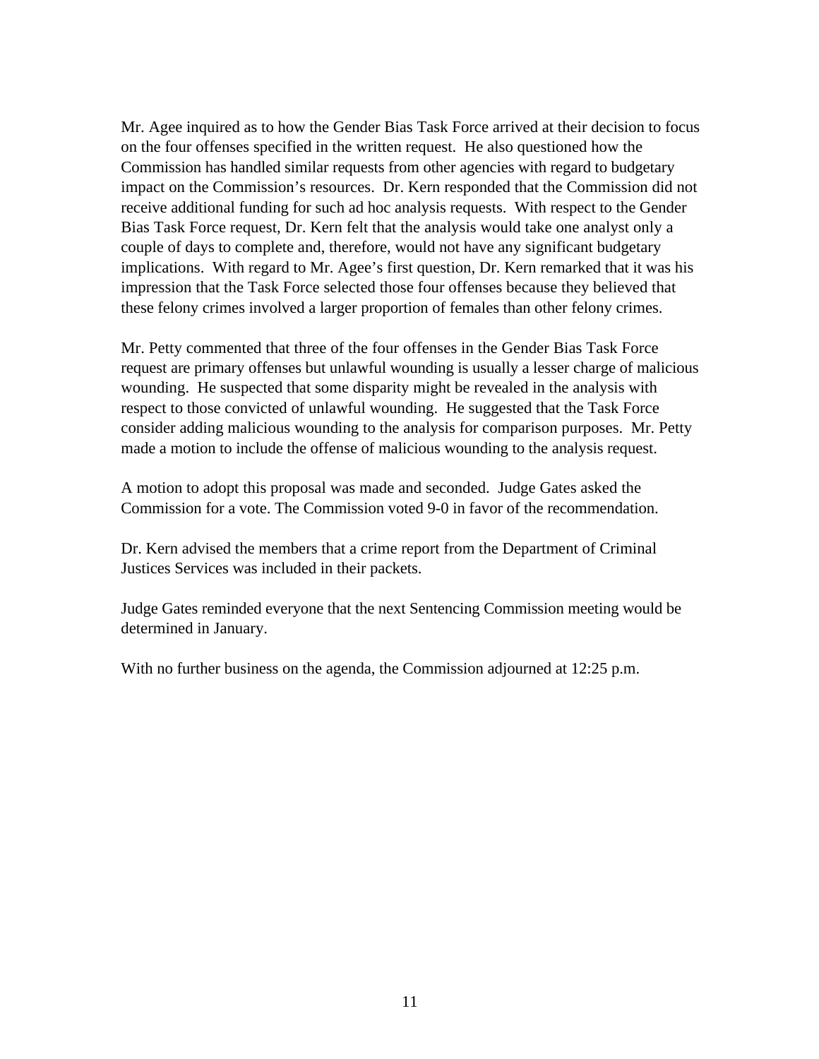Mr. Agee inquired as to how the Gender Bias Task Force arrived at their decision to focus on the four offenses specified in the written request. He also questioned how the Commission has handled similar requests from other agencies with regard to budgetary impact on the Commission's resources. Dr. Kern responded that the Commission did not receive additional funding for such ad hoc analysis requests. With respect to the Gender Bias Task Force request, Dr. Kern felt that the analysis would take one analyst only a couple of days to complete and, therefore, would not have any significant budgetary implications. With regard to Mr. Agee's first question, Dr. Kern remarked that it was his impression that the Task Force selected those four offenses because they believed that these felony crimes involved a larger proportion of females than other felony crimes.

Mr. Petty commented that three of the four offenses in the Gender Bias Task Force request are primary offenses but unlawful wounding is usually a lesser charge of malicious wounding. He suspected that some disparity might be revealed in the analysis with respect to those convicted of unlawful wounding. He suggested that the Task Force consider adding malicious wounding to the analysis for comparison purposes. Mr. Petty made a motion to include the offense of malicious wounding to the analysis request.

A motion to adopt this proposal was made and seconded. Judge Gates asked the Commission for a vote. The Commission voted 9-0 in favor of the recommendation.

Dr. Kern advised the members that a crime report from the Department of Criminal Justices Services was included in their packets.

Judge Gates reminded everyone that the next Sentencing Commission meeting would be determined in January.

With no further business on the agenda, the Commission adjourned at 12:25 p.m.